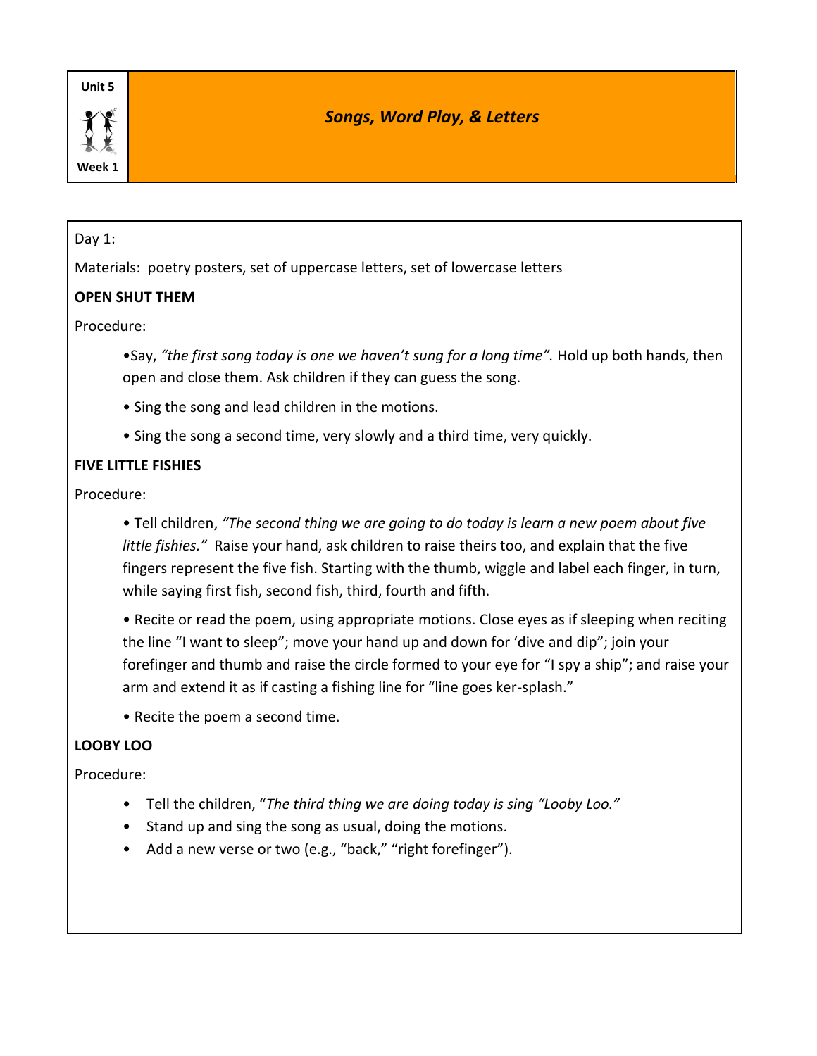Unit 5

Week 1

# *Songs, Word Play, & Letters*

Day 1:

Materials: poetry posters, set of uppercase letters, set of lowercase letters

**OPEN SHUT THEM**

Procedure:

- Say, *"the first song today is one we haven't sung for a long time".* Hold up both hands, then open and close them. Ask children if they can guess the song.
- Sing the song and lead children in the motions.
- Sing the song a second time, very slowly and a third time, very quickly.

**FIVE LITTLE FISHIES**

Procedure:

- Tell children, *"The second thing we are going to do today is learn a new poem about five little fishies."* Raise your hand, ask children to raise theirs too, and explain that the five fingers represent the five fish. Starting with the thumb, wiggle and label each finger, in turn, while saying first fish, second fish, third, fourth and fifth.
- Recite or read the poem, using appropriate motions. Close eyes as if sleeping when reciting the line "I want to sleep"; move your hand up and down for 'dive and dip"; join your forefinger and thumb and raise the circle formed to your eye for "I spy a ship"; and raise your arm and extend it as if casting a fishing line for "line goes ker-splash."
- Recite the poem a second time.

**LOOBY LOO**

Procedure:

- Tell the children, "*The third thing we are doing today is sing "Looby Loo."*
- Stand up and sing the song as usual, doing the motions.
- Add a new verse or two (e.g., "back," "right forefinger").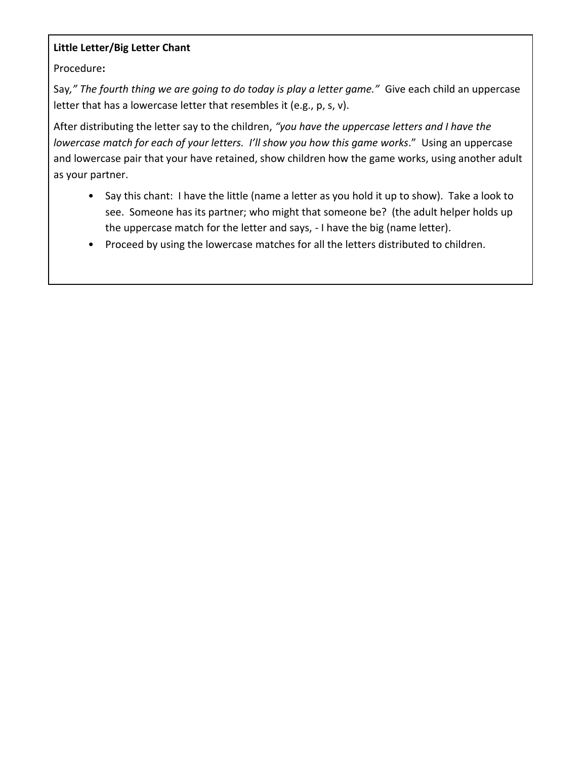**Little Letter/Big Letter Chant**

Procedure**:**

Say*," The fourth thing we are going to do today is play a letter game."* Give each child an uppercase letter that has a lowercase letter that resembles it (e.g., p, s, v).

After distributing the letter say to the children, *"you have the uppercase letters and I have the lowercase match for each of your letters. I'll show you how this game works*." Using an uppercase and lowercase pair that your have retained, show children how the game works, using another adult as your partner.

- Say this chant: I have the little (name a letter as you hold it up to show). Take a look to see. Someone has its partner; who might that someone be? (the adult helper holds up the uppercase match for the letter and says, - I have the big (name letter).
- Proceed by using the lowercase matches for all the letters distributed to children.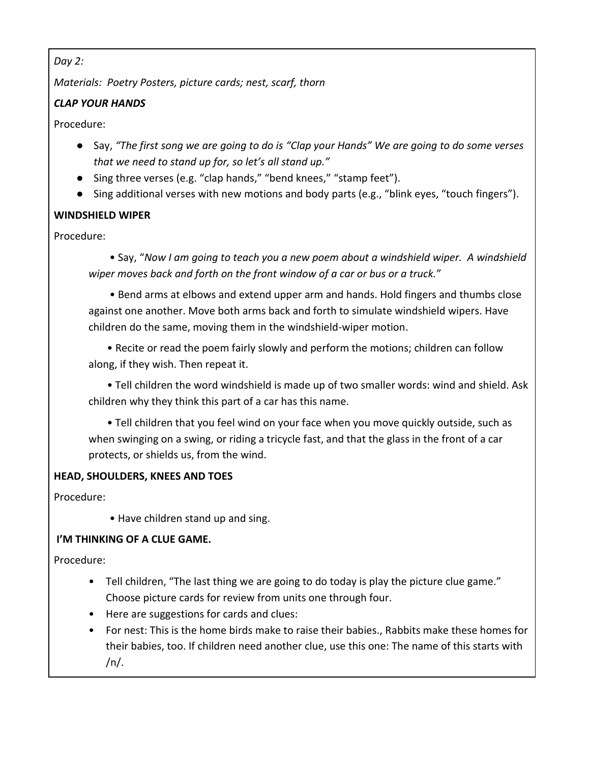*Day 2:*

*Materials: Poetry Posters, picture cards; nest, scarf, thorn*

***CLAP YOUR HANDS***

Procedure:

- Say, *"The first song we are going to do is "Clap your Hands" We are going to do some verses that we need to stand up for, so let's all stand up."*
- Sing three verses (e.g. "clap hands," "bend knees," "stamp feet").
- Sing additional verses with new motions and body parts (e.g., "blink eyes, "touch fingers").

**WINDSHIELD WIPER**

Procedure:

- Say, "*Now I am going to teach you a new poem about a windshield wiper. A windshield wiper moves back and forth on the front window of a car or bus or a truck.*"
- Bend arms at elbows and extend upper arm and hands. Hold fingers and thumbs close against one another. Move both arms back and forth to simulate windshield wipers. Have children do the same, moving them in the windshield-wiper motion.
- Recite or read the poem fairly slowly and perform the motions; children can follow along, if they wish. Then repeat it.
- Tell children the word windshield is made up of two smaller words: wind and shield. Ask children why they think this part of a car has this name.
- Tell children that you feel wind on your face when you move quickly outside, such as when swinging on a swing, or riding a tricycle fast, and that the glass in the front of a car protects, or shields us, from the wind.

**HEAD, SHOULDERS, KNEES AND TOES**

Procedure:

- Have children stand up and sing.

**I'M THINKING OF A CLUE GAME.**

Procedure:

- Tell children, "The last thing we are going to do today is play the picture clue game." Choose picture cards for review from units one through four.
- Here are suggestions for cards and clues:
- For nest: This is the home birds make to raise their babies., Rabbits make these homes for their babies, too. If children need another clue, use this one: The name of this starts with /n/.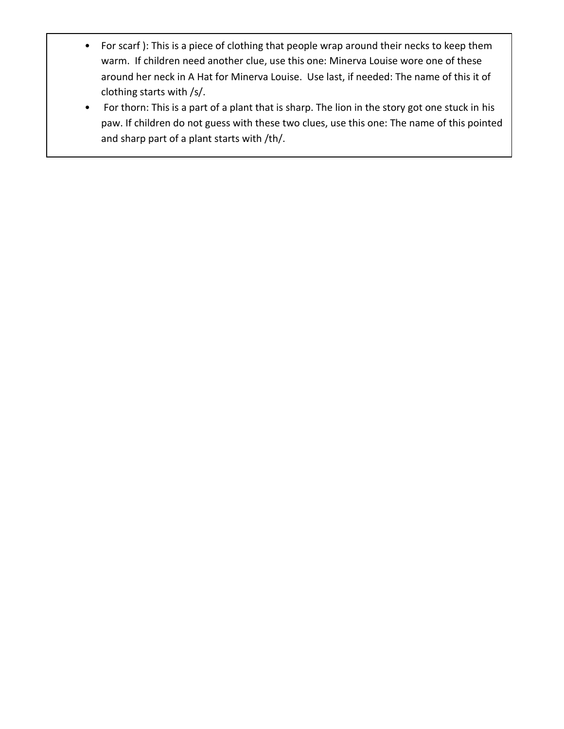- For scarf ): This is a piece of clothing that people wrap around their necks to keep them warm. If children need another clue, use this one: Minerva Louise wore one of these around her neck in A Hat for Minerva Louise. Use last, if needed: The name of this it of clothing starts with /s/.
- For thorn: This is a part of a plant that is sharp. The lion in the story got one stuck in his paw. If children do not guess with these two clues, use this one: The name of this pointed and sharp part of a plant starts with /th/.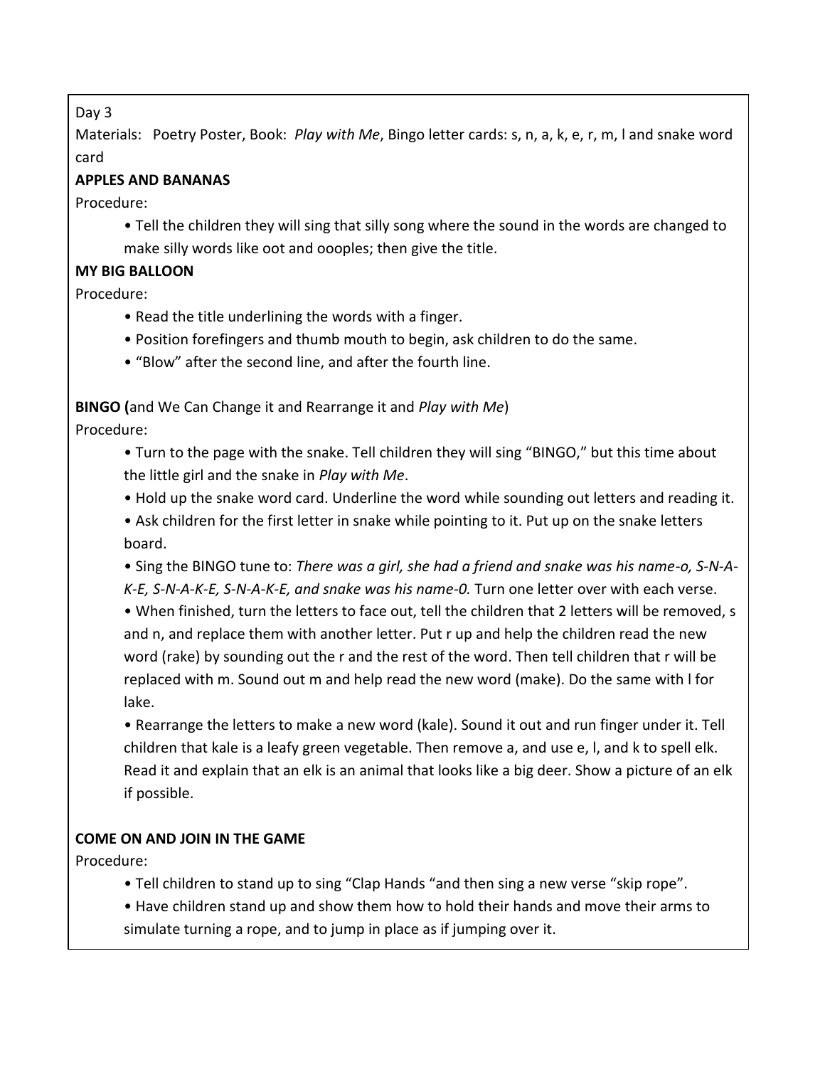Day 3

Materials: Poetry Poster, Book: *Play with Me*, Bingo letter cards: s, n, a, k, e, r, m, l and snake word card

**APPLES AND BANANAS**

Procedure:

- Tell the children they will sing that silly song where the sound in the words are changed to make silly words like oot and ooples; then give the title.

**MY BIG BALLOON**

Procedure:

- Read the title underlining the words with a finger.
- Position forefingers and thumb mouth to begin, ask children to do the same.
- "Blow" after the second line, and after the fourth line.

**BINGO (**and We Can Change it and Rearrange it and *Play with Me*)

Procedure:

- Turn to the page with the snake. Tell children they will sing "BINGO," but this time about the little girl and the snake in *Play with Me*.
- Hold up the snake word card. Underline the word while sounding out letters and reading it.
- Ask children for the first letter in snake while pointing to it. Put up on the snake letters board.
- Sing the BINGO tune to: *There was a girl, she had a friend and snake was his name-o, S-N-A-K-E, S-N-A-K-E, S-N-A-K-E, and snake was his name-0.* Turn one letter over with each verse.
- When finished, turn the letters to face out, tell the children that 2 letters will be removed, s and n, and replace them with another letter. Put r up and help the children read the new word (rake) by sounding out the r and the rest of the word. Then tell children that r will be replaced with m. Sound out m and help read the new word (make). Do the same with l for lake.
- Rearrange the letters to make a new word (kale). Sound it out and run finger under it. Tell children that kale is a leafy green vegetable. Then remove a, and use e, l, and k to spell elk. Read it and explain that an elk is an animal that looks like a big deer. Show a picture of an elk if possible.

**COME ON AND JOIN IN THE GAME**

Procedure:

- Tell children to stand up to sing "Clap Hands "and then sing a new verse "skip rope".
- Have children stand up and show them how to hold their hands and move their arms to simulate turning a rope, and to jump in place as if jumping over it.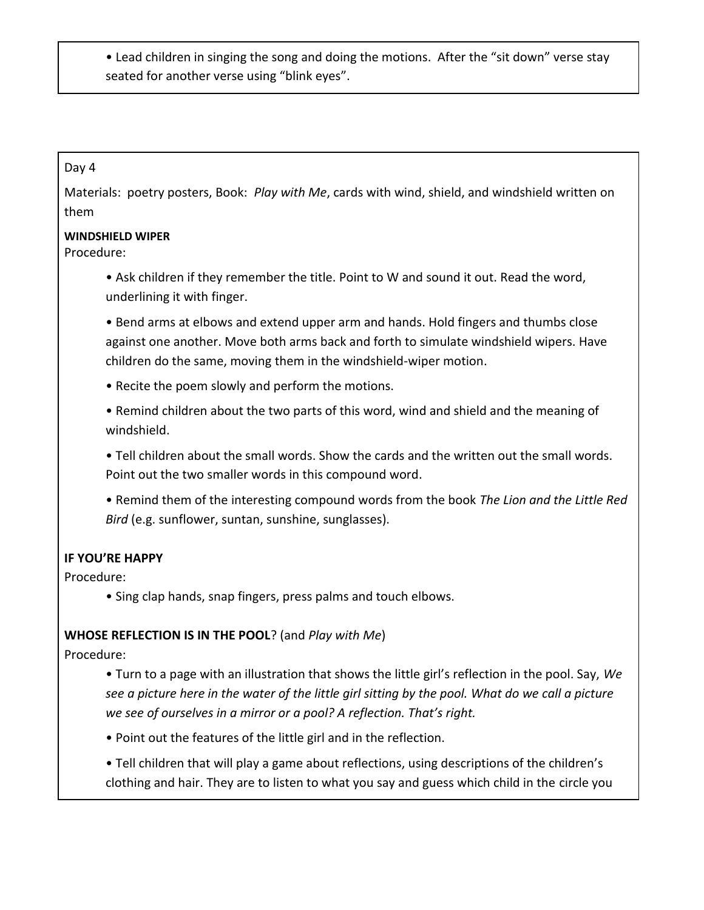- Lead children in singing the song and doing the motions. After the "sit down" verse stay seated for another verse using "blink eyes".

Day 4

Materials: poetry posters, Book: *Play with Me*, cards with wind, shield, and windshield written on them

**WINDSHIELD WIPER**

Procedure:

- Ask children if they remember the title. Point to W and sound it out. Read the word, underlining it with finger.
- Bend arms at elbows and extend upper arm and hands. Hold fingers and thumbs close against one another. Move both arms back and forth to simulate windshield wipers. Have children do the same, moving them in the windshield-wiper motion.
- Recite the poem slowly and perform the motions.
- Remind children about the two parts of this word, wind and shield and the meaning of windshield.
- Tell children about the small words. Show the cards and the written out the small words. Point out the two smaller words in this compound word.
- Remind them of the interesting compound words from the book *The Lion and the Little Red Bird* (e.g. sunflower, suntan, sunshine, sunglasses).

**IF YOU'RE HAPPY**

Procedure:

- Sing clap hands, snap fingers, press palms and touch elbows.

**WHOSE REFLECTION IS IN THE POOL**? (and *Play with Me*)

Procedure:

- Turn to a page with an illustration that shows the little girl's reflection in the pool. Say, *We see a picture here in the water of the little girl sitting by the pool. What do we call a picture we see of ourselves in a mirror or a pool? A reflection. That's right.*
- Point out the features of the little girl and in the reflection.
- Tell children that will play a game about reflections, using descriptions of the children's clothing and hair. They are to listen to what you say and guess which child in the circle you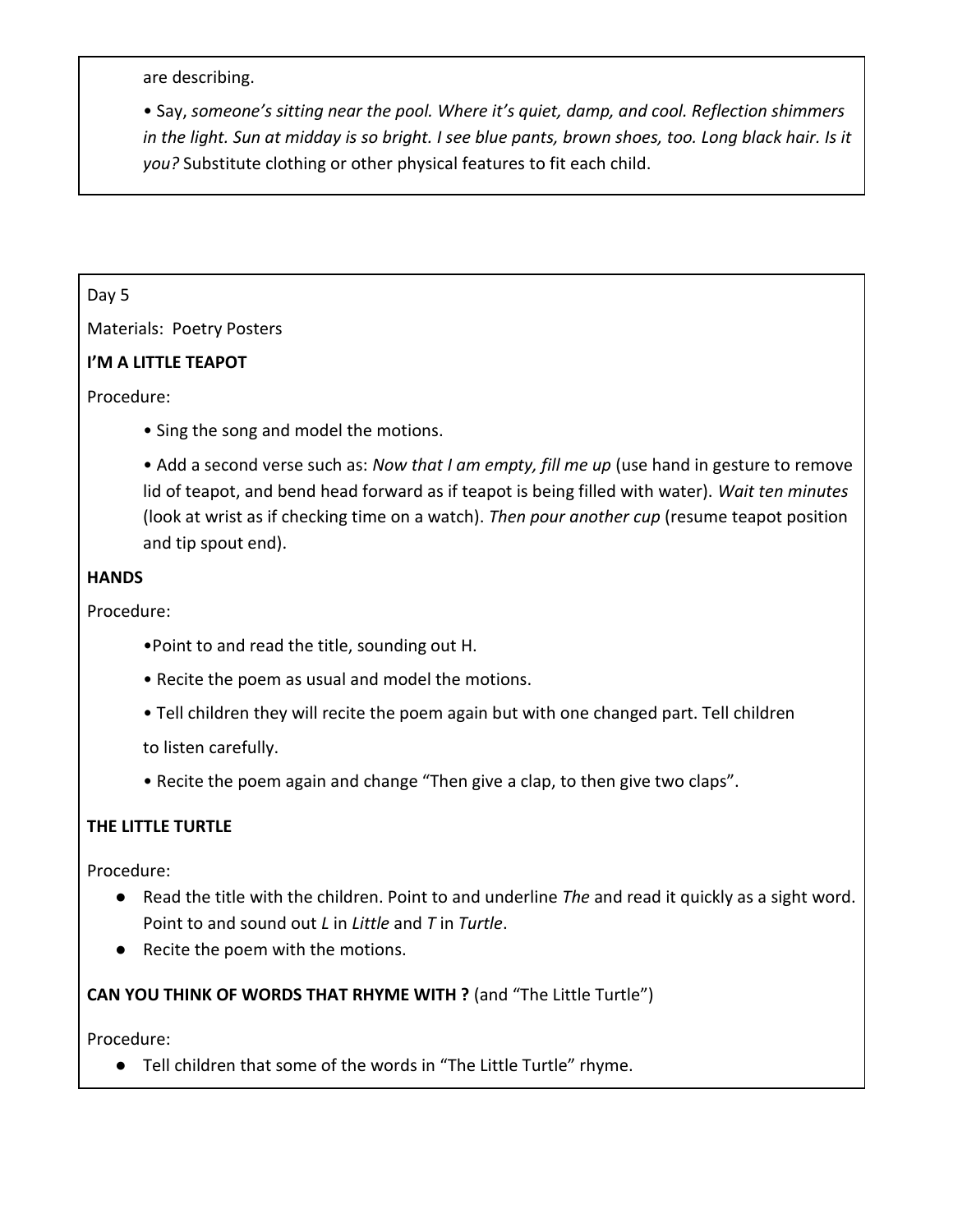are describing.

- Say, *someone's sitting near the pool. Where it's quiet, damp, and cool. Reflection shimmers in the light. Sun at midday is so bright. I see blue pants, brown shoes, too. Long black hair. Is it you?* Substitute clothing or other physical features to fit each child.

Day 5

Materials: Poetry Posters

**I'M A LITTLE TEAPOT**

Procedure:

- Sing the song and model the motions.
- Add a second verse such as: *Now that I am empty, fill me up* (use hand in gesture to remove lid of teapot, and bend head forward as if teapot is being filled with water). *Wait ten minutes* (look at wrist as if checking time on a watch). *Then pour another cup* (resume teapot position and tip spout end).

**HANDS**

Procedure:

- Point to and read the title, sounding out H.
- Recite the poem as usual and model the motions.
- Tell children they will recite the poem again but with one changed part. Tell children to listen carefully.
- Recite the poem again and change "Then give a clap, to then give two claps".

**THE LITTLE TURTLE**

Procedure:

- Read the title with the children. Point to and underline *The* and read it quickly as a sight word. Point to and sound out *L* in *Little* and *T* in *Turtle*.
- Recite the poem with the motions.

**CAN YOU THINK OF WORDS THAT RHYME WITH ?** (and "The Little Turtle")

Procedure:

- Tell children that some of the words in "The Little Turtle" rhyme.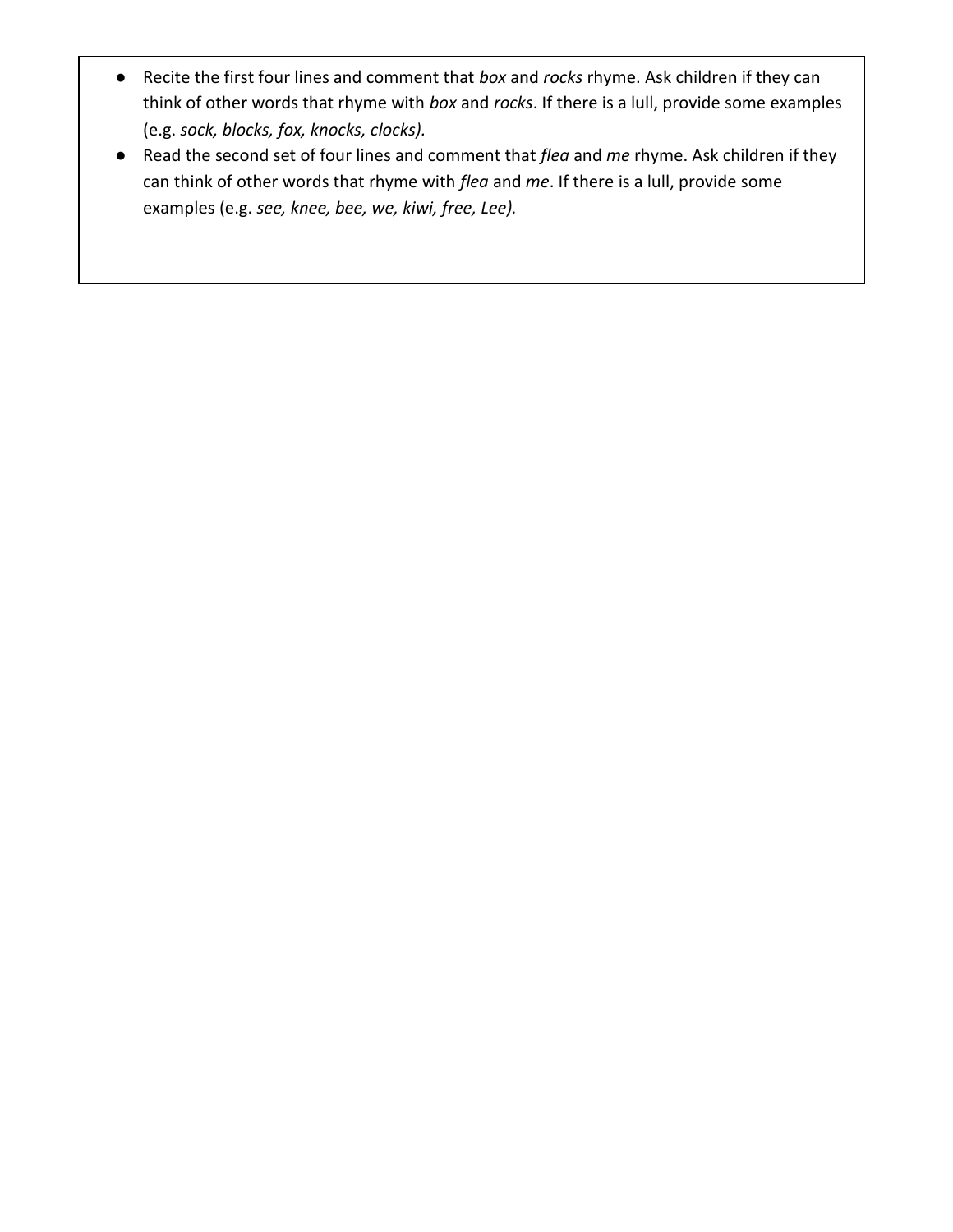- Recite the first four lines and comment that *box* and *rocks* rhyme. Ask children if they can think of other words that rhyme with *box* and *rocks*. If there is a lull, provide some examples (e.g. *sock, blocks, fox, knocks, clocks).*
- Read the second set of four lines and comment that *flea* and *me* rhyme. Ask children if they can think of other words that rhyme with *flea* and *me*. If there is a lull, provide some examples (e.g. *see, knee, bee, we, kiwi, free, Lee).*